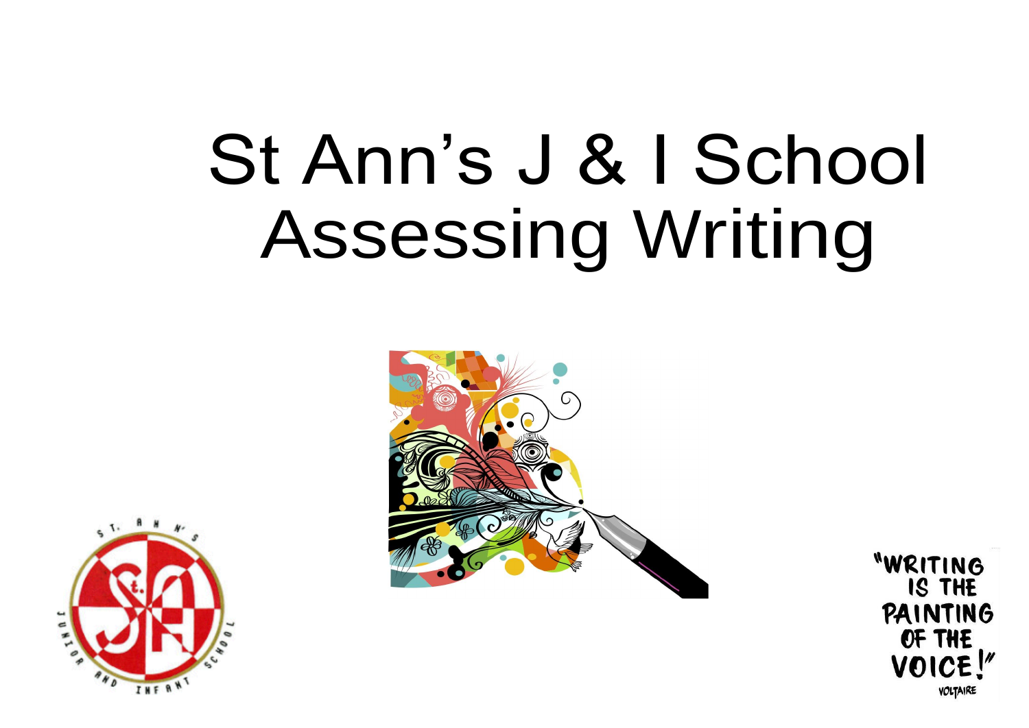# St Ann's J & I School Assessing Writing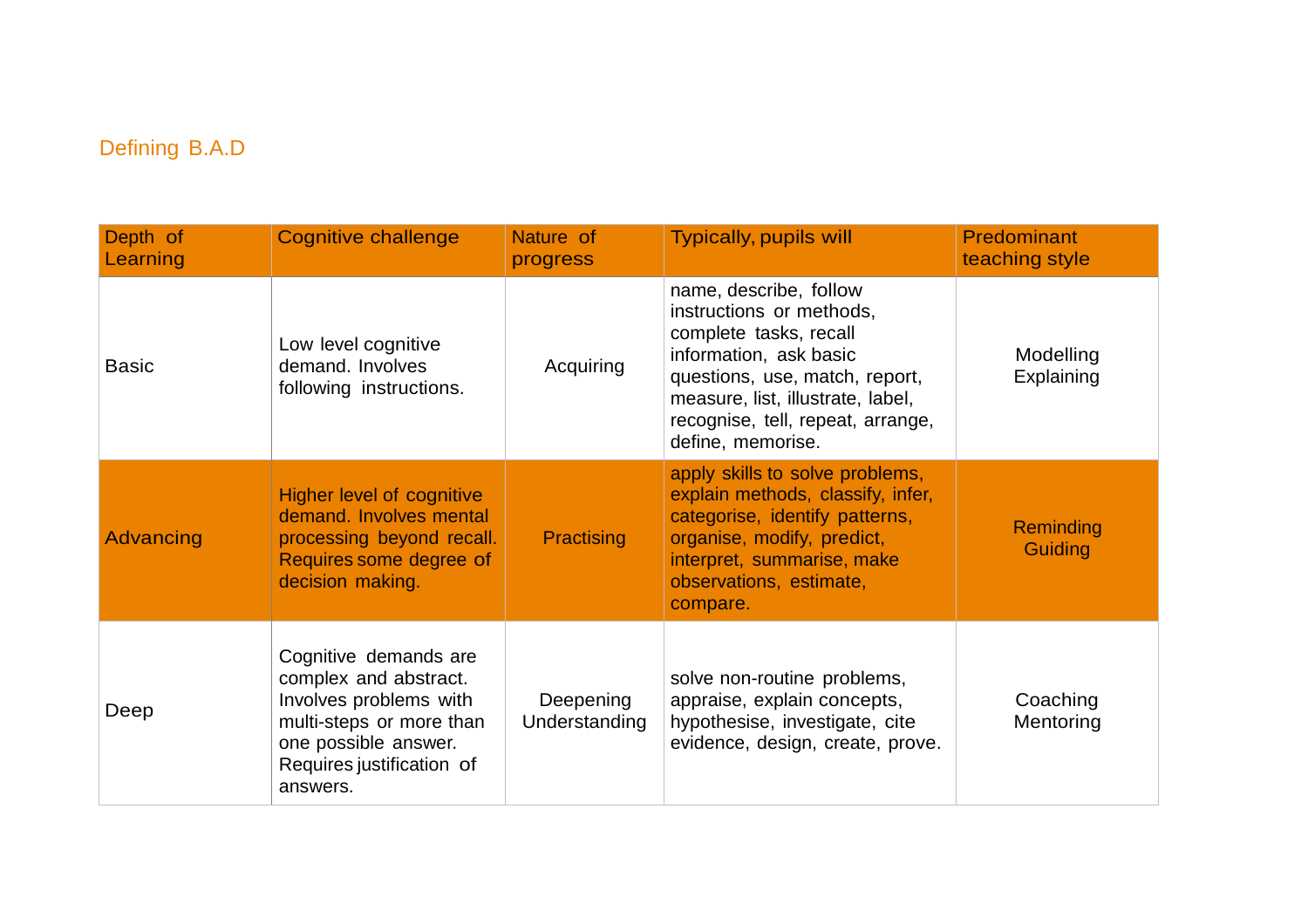## Defining B.A.D

| Depth of Learning | Cognitive challenge | Nature of progress | Typically, pupils will | Predominant teaching style |
|---|---|---|---|---|
| Basic | Low level cognitive demand. Involves following instructions. | Acquiring | name, describe, follow instructions or methods, complete tasks, recall information, ask basic questions, use, match, report, measure, list, illustrate, label, recognise, tell, repeat, arrange, define, memorise. | Modelling Explaining |
| Advancing | Higher level of cognitive demand. Involves mental processing beyond recall. Requires some degree of decision making. | Practising | apply skills to solve problems, explain methods, classify, infer, categorise, identify patterns, organise, modify, predict, interpret, summarise, make observations, estimate, compare. | Reminding Guiding |
| Deep | Cognitive demands are complex and abstract. Involves problems with multi-steps or more than one possible answer. Requires justification of answers. | Deepening Understanding | solve non-routine problems, appraise, explain concepts, hypothesise, investigate, cite evidence, design, create, prove. | Coaching Mentoring |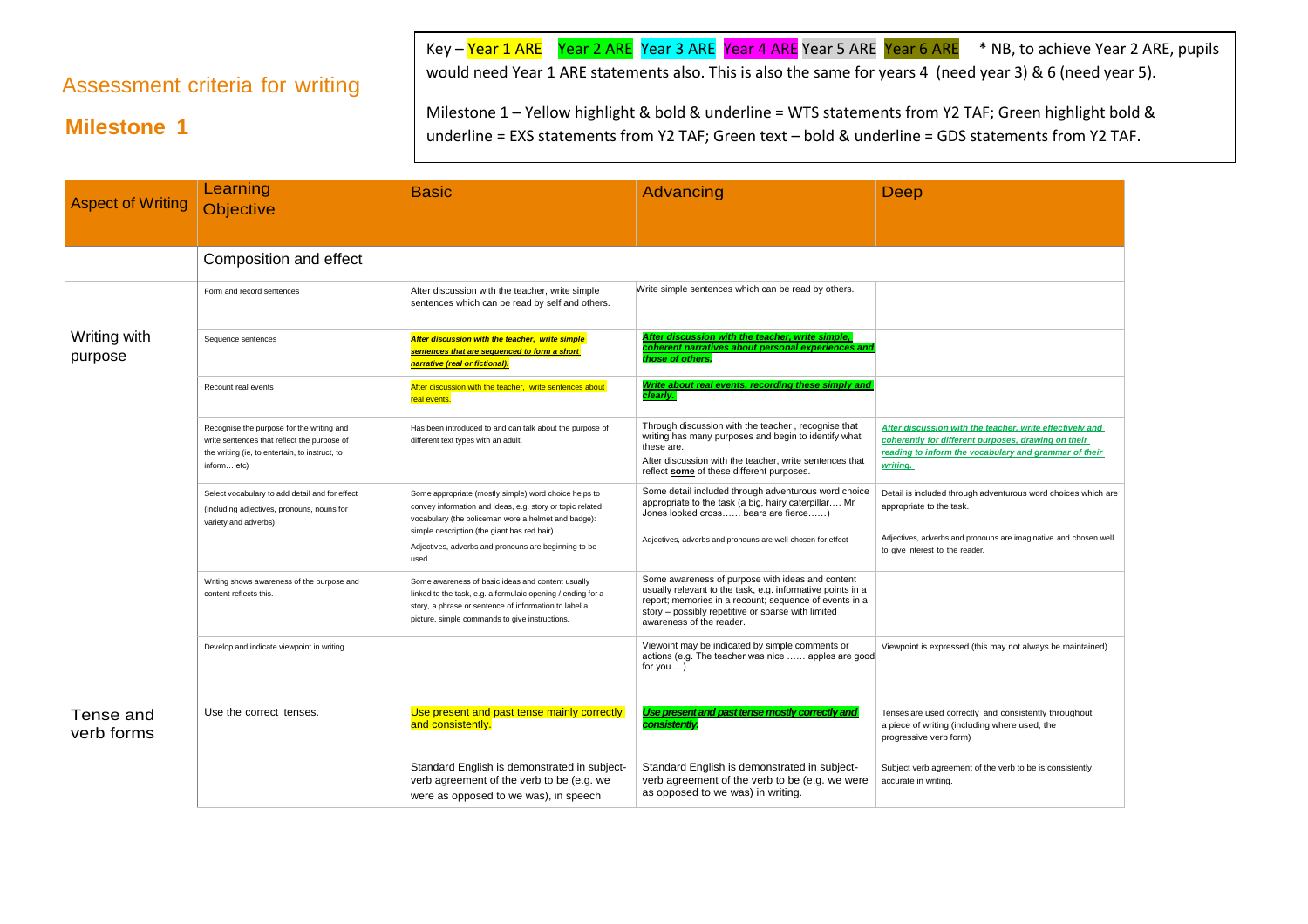## Assessment criteria for writing

## Milestone 1

Key – Year 1 ARE Year 2 ARE Year 3 ARE Year 4 ARE Year 5 ARE Year 6 ARE * NB, to achieve Year 2 ARE, pupils would need Year 1 ARE statements also. This is also the same for years 4 (need year 3) & 6 (need year 5).

Milestone 1 – Yellow highlight & bold & underline = WTS statements from Y2 TAF; Green highlight bold & underline = EXS statements from Y2 TAF; Green text – bold & underline = GDS statements from Y2 TAF.

| Aspect of Writing | Learning Objective | Basic | Advancing | Deep |
|---|---|---|---|---|
| | Composition and effect | | | |
| Writing with purpose | Form and record sentences | After discussion with the teacher, write simple sentences which can be read by self and others. | Write simple sentences which can be read by others. | |
| | Sequence sentences | ***After discussion with the teacher, write simple sentences that are sequenced to form a short narrative (real or fictional).*** | ***After discussion with the teacher, write simple, coherent narratives about personal experiences and those of others.*** | |
| | Recount real events | After discussion with the teacher, write sentences about real events. | ***Write about real events, recording these simply and clearly.*** | |
| | Recognise the purpose for the writing and write sentences that reflect the purpose of the writing (ie, to entertain, to instruct, to inform… etc) | Has been introduced to and can talk about the purpose of different text types with an adult. | Through discussion with the teacher , recognise that writing has many purposes and begin to identify what these are.<br>After discussion with the teacher, write sentences that reflect **some** of these different purposes. | ***After discussion with the teacher, write effectively and coherently for different purposes, drawing on their reading to inform the vocabulary and grammar of their writing.*** |
| | Select vocabulary to add detail and for effect (including adjectives, pronouns, nouns for variety and adverbs) | Some appropriate (mostly simple) word choice helps to convey information and ideas, e.g. story or topic related vocabulary (the policeman wore a helmet and badge): simple description (the giant has red hair).<br>Adjectives, adverbs and pronouns are beginning to be used | Some detail included through adventurous word choice appropriate to the task (a big, hairy caterpillar…. Mr Jones looked cross…… bears are fierce……)<br>Adjectives, adverbs and pronouns are well chosen for effect | Detail is included through adventurous word choices which are appropriate to the task.<br>Adjectives, adverbs and pronouns are imaginative and chosen well to give interest to the reader. |
| | Writing shows awareness of the purpose and content reflects this. | Some awareness of basic ideas and content usually linked to the task, e.g. formulaic opening / ending for a story, a phrase or sentence of information to label a picture, simple commands to give instructions. | Some awareness of purpose with ideas and content usually relevant to the task, e.g. informative points in a report; memories in a recount; sequence of events in a story – possibly repetitive or sparse with limited awareness of the reader. | |
| | Develop and indicate viewpoint in writing | | Viewoint may be indicated by simple comments or actions (e.g. The teacher was nice …… apples are good for you….) | Viewpoint is expressed (this may not always be maintained) |
| Tense and verb forms | Use the correct tenses. | Use present and past tense mainly correctly and consistently. | ***Use present and past tense mostly correctly and consistently.*** | Tenses are used correctly and consistently throughout a piece of writing (including where used, the progressive verb form) |
| | | Standard English is demonstrated in subject-verb agreement of the verb to be (e.g. we were as opposed to we was), in speech | Standard English is demonstrated in subject-verb agreement of the verb to be (e.g. we were as opposed to we was) in writing. | Subject verb agreement of the verb to be is consistently accurate in writing. |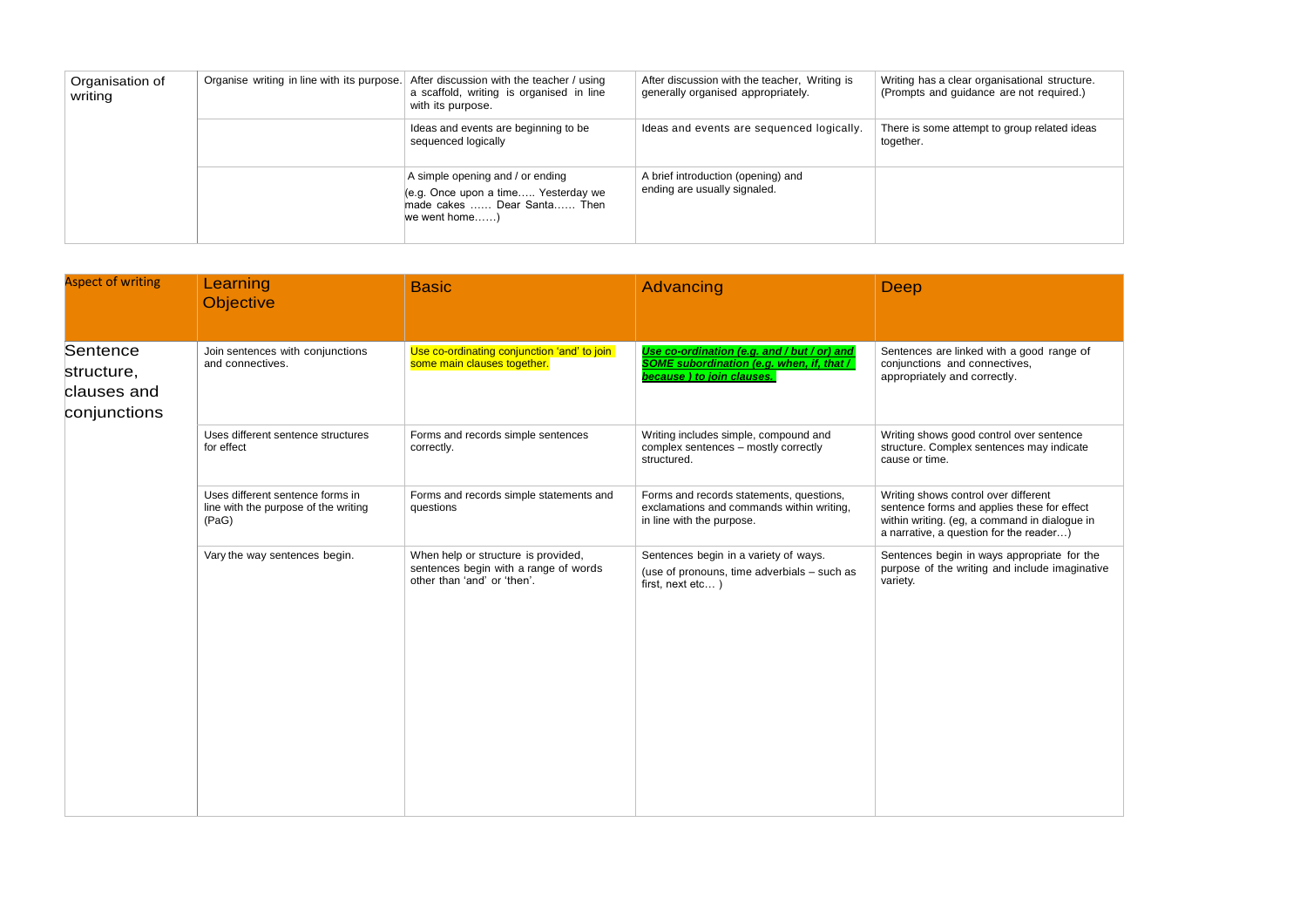| Organisation of writing | Organise writing in line with its purpose. | After discussion with the teacher / using a scaffold, writing is organised in line with its purpose. | After discussion with the teacher, Writing is generally organised appropriately. | Writing has a clear organisational structure. (Prompts and guidance are not required.) |
|---|---|---|---|---|
| | | Ideas and events are beginning to be sequenced logically | Ideas and events are sequenced logically. | There is some attempt to group related ideas together. |
| | | A simple opening and / or ending (e.g. Once upon a time….. Yesterday we made cakes …… Dear Santa…… Then we went home……) | A brief introduction (opening) and ending are usually signaled. | |

| Aspect of writing | Learning Objective | Basic | Advancing | Deep |
|---|---|---|---|---|
| Sentence structure, clauses and conjunctions | Join sentences with conjunctions and connectives. | Use co-ordinating conjunction 'and' to join some main clauses together. | ***<u>Use co-ordination (e.g. and / but / or) and SOME subordination (e.g. when, if, that / because ) to join clauses.</u>*** | Sentences are linked with a good range of conjunctions and connectives, appropriately and correctly. |
| | Uses different sentence structures for effect | Forms and records simple sentences correctly. | Writing includes simple, compound and complex sentences – mostly correctly structured. | Writing shows good control over sentence structure. Complex sentences may indicate cause or time. |
| | Uses different sentence forms in line with the purpose of the writing (PaG) | Forms and records simple statements and questions | Forms and records statements, questions, exclamations and commands within writing, in line with the purpose. | Writing shows control over different sentence forms and applies these for effect within writing. (eg, a command in dialogue in a narrative, a question for the reader…) |
| | Vary the way sentences begin. | When help or structure is provided, sentences begin with a range of words other than 'and' or 'then'. | Sentences begin in a variety of ways. (use of pronouns, time adverbials – such as first, next etc… ) | Sentences begin in ways appropriate for the purpose of the writing and include imaginative variety. |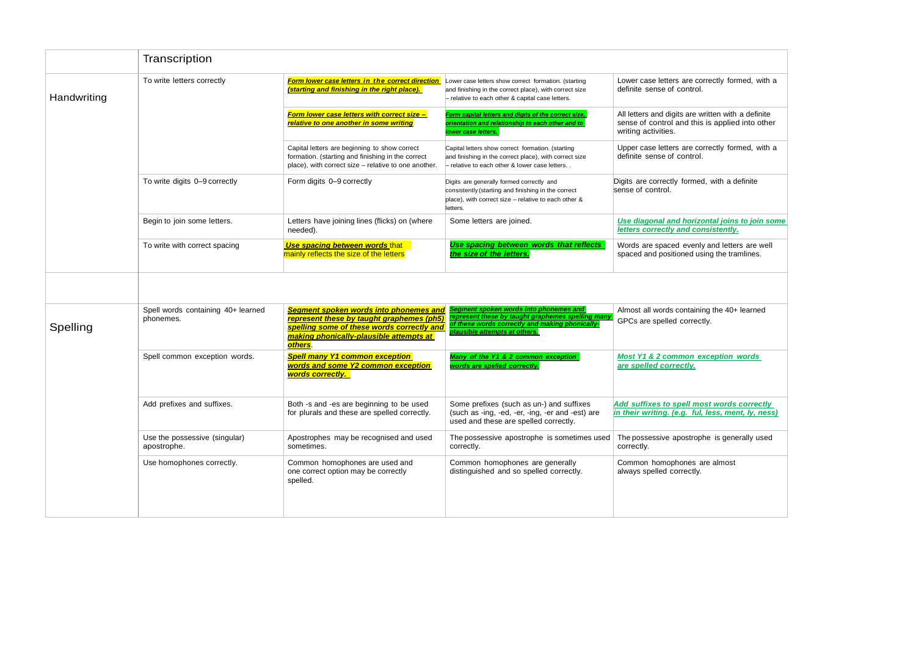|  | Transcription | | | |
|---|---|---|---|---|
| Handwriting | To write letters correctly | ***Form lower case letters in the correct direction (starting and finishing in the right place).*** | Lower case letters show correct formation. (starting and finishing in the correct place), with correct size – relative to each other & capital case letters. | Lower case letters are correctly formed, with a definite sense of control. |
|  |  | ***Form lower case letters with correct size – relative to one another in some writing*** | ***Form capital letters and digits of the correct size, orientation and relationship to each other and to lower case letters.*** | All letters and digits are written with a definite sense of control and this is applied into other writing activities. |
|  |  | Capital letters are beginning to show correct formation. (starting and finishing in the correct place), with correct size – relative to one another. | Capital letters show correct formation. (starting and finishing in the correct place), with correct size – relative to each other & lower case letters. . | Upper case letters are correctly formed, with a definite sense of control. |
|  | To write digits 0–9 correctly | Form digits 0–9 correctly | Digits are generally formed correctly and consistently (starting and finishing in the correct place), with correct size – relative to each other & letters. | Digits are correctly formed, with a definite sense of control. |
|  | Begin to join some letters. | Letters have joining lines (flicks) on (where needed). | Some letters are joined. | ***Use diagonal and horizontal joins to join some letters correctly and consistently.*** |
|  | To write with correct spacing | ***Use spacing between words*** that mainly reflects the size of the letters | ***Use spacing between words that reflects the size of the letters.*** | Words are spaced evenly and letters are well spaced and positioned using the tramlines. |
|  |  |  |  |  |
| Spelling | Spell words containing 40+ learned phonemes. | ***Segment spoken words into phonemes and represent these by taught graphemes (ph5) spelling some of these words correctly and making phonically-plausible attempts at others***. | ***Segment spoken words into phonemes and represent these by taught graphemes spelling many of these words correctly and making phonically-plausible attempts at others.*** | Almost all words containing the 40+ learned GPCs are spelled correctly. |
|  | Spell common exception words. | ***Spell many Y1 common exception words and some Y2 common exception words correctly.*** | ***Many of the Y1 & 2 common exception words are spelled correctly.*** | ***Most Y1 & 2 common exception words are spelled correctly.*** |
|  | Add prefixes and suffixes. | Both -s and -es are beginning to be used for plurals and these are spelled correctly. | Some prefixes (such as un-) and suffixes (such as -ing, -ed, -er, -ing, -er and -est) are used and these are spelled correctly. | ***Add suffixes to spell most words correctly in their writing. (e.g. ful, less, ment, ly, ness)*** |
|  | Use the possessive (singular) apostrophe. | Apostrophes may be recognised and used sometimes. | The possessive apostrophe is sometimes used correctly. | The possessive apostrophe is generally used correctly. |
|  | Use homophones correctly. | Common homophones are used and one correct option may be correctly spelled. | Common homophones are generally distinguished and so spelled correctly. | Common homophones are almost always spelled correctly. |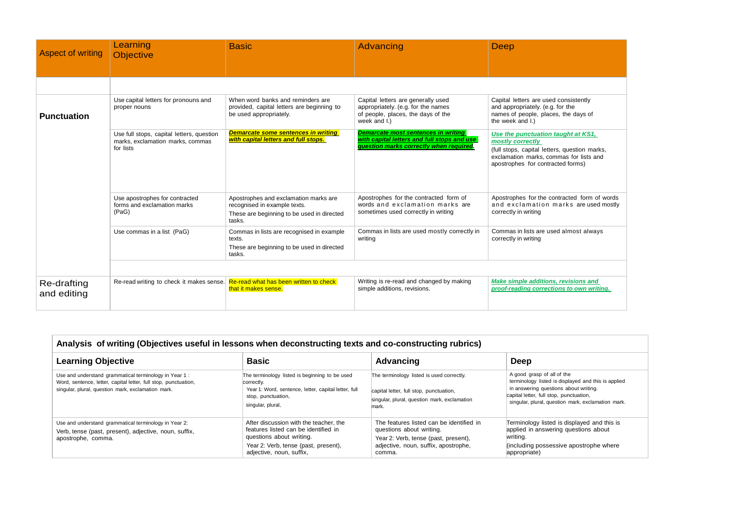| Aspect of writing | Learning Objective | Basic | Advancing | Deep |
|---|---|---|---|---|
| | | | | |
| **Punctuation** | Use capital letters for pronouns and proper nouns | When word banks and reminders are provided, capital letters are beginning to be used appropriately. | Capital letters are generally used appropriately. (e.g. for the names of people, places, the days of the week and I.) | Capital letters are used consistently and appropriately. (e.g. for the names of people, places, the days of the week and I.) |
| | Use full stops, capital letters, question marks, exclamation marks, commas for lists | ***Demarcate some sentences in writing with capital letters and full stops.*** | ***Demarcate most sentences in writing with capital letters and full stops and use question marks correctly when required.*** | ***Use the punctuation taught at KS1, mostly correctly*** (full stops, capital letters, question marks, exclamation marks, commas for lists and apostrophes for contracted forms) |
| | Use apostrophes for contracted forms and exclamation marks (PaG) | Apostrophes and exclamation marks are recognised in example texts. These are beginning to be used in directed tasks. | Apostrophes for the contracted form of words and exclamation marks are sometimes used correctly in writing | Apostrophes for the contracted form of words and exclamation marks are used mostly correctly in writing |
| | Use commas in a list (PaG) | Commas in lists are recognised in example texts. These are beginning to be used in directed tasks. | Commas in lists are used mostly correctly in writing | Commas in lists are used almost always correctly in writing |
| | | | | |
| Re-drafting and editing | Re-read writing to check it makes sense. | Re-read what has been written to check that it makes sense. | Writing is re-read and changed by making simple additions, revisions. | ***Make simple additions, revisions and proof-reading corrections to own writing.*** |

| **Analysis of writing (Objectives useful in lessons when deconstructing texts and co-constructing rubrics)** | | | |
|---|---|---|---|
| **Learning Objective** | **Basic** | **Advancing** | **Deep** |
| Use and understand grammatical terminology in Year 1 : Word, sentence, letter, capital letter, full stop, punctuation, singular, plural, question mark, exclamation mark. | The terminology listed is beginning to be used correctly. Year 1: Word, sentence, letter, capital letter, full stop, punctuation, singular, plural, | The terminology listed is used correctly. capital letter, full stop, punctuation, singular, plural, question mark, exclamation mark. | A good grasp of all of the terminology listed is displayed and this is applied in answering questions about writing. capital letter, full stop, punctuation, singular, plural, question mark, exclamation mark. |
| Use and understand grammatical terminology in Year 2: Verb, tense (past, present), adjective, noun, suffix, apostrophe, comma. | After discussion with the teacher, the features listed can be identified in questions about writing. Year 2: Verb, tense (past, present), adjective, noun, suffix, | The features listed can be identified in questions about writing. Year 2: Verb, tense (past, present), adjective, noun, suffix, apostrophe, comma. | Terminology listed is displayed and this is applied in answering questions about writing. (including possessive apostrophe where appropriate) |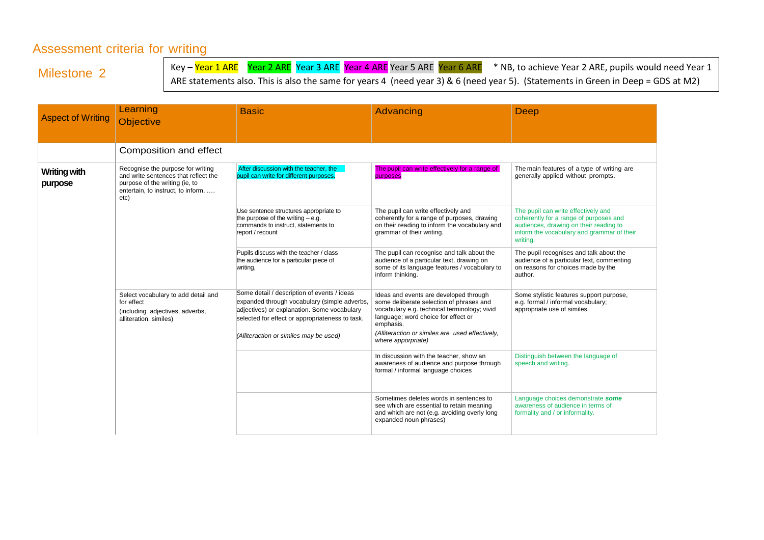# Assessment criteria for writing

## Milestone 2

Key – Year 1 ARE Year 2 ARE Year 3 ARE Year 4 ARE Year 5 ARE Year 6 ARE * NB, to achieve Year 2 ARE, pupils would need Year 1 ARE statements also. This is also the same for years 4 (need year 3) & 6 (need year 5). (Statements in Green in Deep = GDS at M2)

| Aspect of Writing | Learning Objective | Basic | Advancing | Deep |
|---|---|---|---|---|
| | Composition and effect | | | |
| **Writing with purpose** | Recognise the purpose for writing and write sentences that reflect the purpose of the writing (ie, to entertain, to instruct, to inform, …. etc) | After discussion with the teacher, the pupil can write for different purposes. | The pupil can write effectively for a range of purposes | The main features of a type of writing are generally applied without prompts. |
| | | Use sentence structures appropriate to the purpose of the writing – e.g. commands to instruct, statements to report / recount | The pupil can write effectively and coherently for a range of purposes, drawing on their reading to inform the vocabulary and grammar of their writing. | The pupil can write effectively and coherently for a range of purposes and audiences, drawing on their reading to inform the vocabulary and grammar of their writing. |
| | | Pupils discuss with the teacher / class the audience for a particular piece of writing, | The pupil can recognise and talk about the audience of a particular text, drawing on some of its language features / vocabulary to inform thinking. | The pupil recognises and talk about the audience of a particular text, commenting on reasons for choices made by the author. |
| | Select vocabulary to add detail and for effect (including adjectives, adverbs, alliteration, similes) | Some detail / description of events / ideas expanded through vocabulary (simple adverbs, adjectives) or explanation. Some vocabulary selected for effect or appropriateness to task. *(Alliteraction or similes may be used)* | Ideas and events are developed through some deliberate selection of phrases and vocabulary e.g. technical terminology; vivid language; word choice for effect or emphasis. *(Alliteraction or similes are used effectively, where apporpriate)* | Some stylistic features support purpose, e.g. formal / informal vocabulary; appropriate use of similes. |
| | | | In discussion with the teacher, show an awareness of audience and purpose through formal / informal language choices | Distinguish between the language of speech and writing. |
| | | | Sometimes deletes words in sentences to see which are essential to retain meaning and which are not (e.g. avoiding overly long expanded noun phrases) | Language choices demonstrate ***some*** awareness of audience in terms of formality and / or informality. |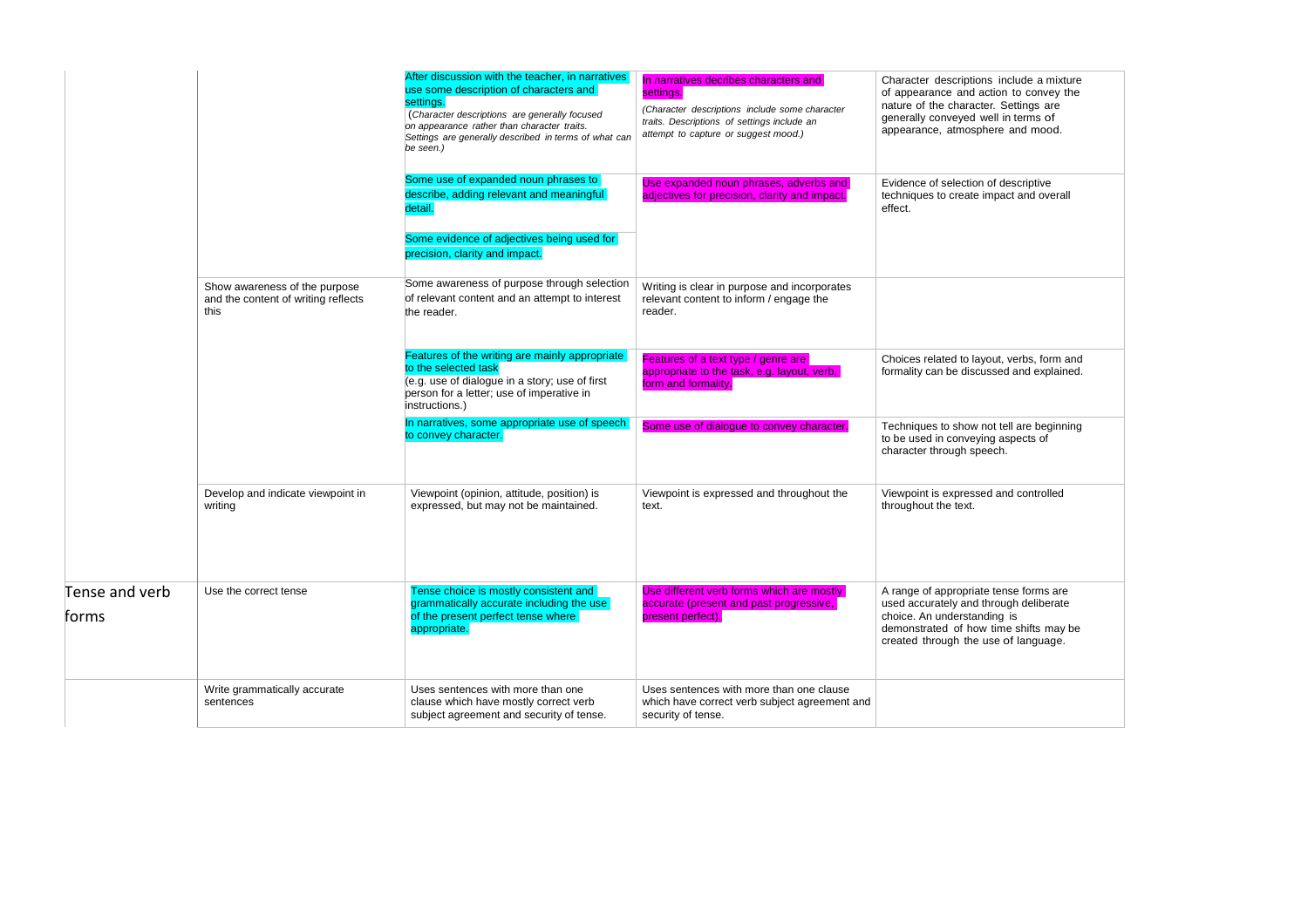| | | | | |
|---|---|---|---|---|
| | | After discussion with the teacher, in narratives use some description of characters and settings.<br>(*Character descriptions are generally focused on appearance rather than character traits. Settings are generally described in terms of what can be seen.*) | In narratives decribes characters and settings.<br>(*Character descriptions include some character traits. Descriptions of settings include an attempt to capture or suggest mood.*) | Character descriptions include a mixture of appearance and action to convey the nature of the character. Settings are generally conveyed well in terms of appearance, atmosphere and mood. |
| | | Some use of expanded noun phrases to describe, adding relevant and meaningful detail.<br><br>Some evidence of adjectives being used for precision, clarity and impact. | Use expanded noun phrases, adverbs and adjectives for precision, clarity and impact. | Evidence of selection of descriptive techniques to create impact and overall effect. |
| | Show awareness of the purpose and the content of writing reflects this | Some awareness of purpose through selection of relevant content and an attempt to interest the reader. | Writing is clear in purpose and incorporates relevant content to inform / engage the reader. | |
| | | Features of the writing are mainly appropriate to the selected task<br>(e.g. use of dialogue in a story; use of first person for a letter; use of imperative in instructions.) | Features of a text type / genre are appropriate to the task, e.g. layout, verb, form and formality. | Choices related to layout, verbs, form and formality can be discussed and explained. |
| | | In narratives, some appropriate use of speech to convey character. | Some use of dialogue to convey character. | Techniques to show not tell are beginning to be used in conveying aspects of character through speech. |
| | Develop and indicate viewpoint in writing | Viewpoint (opinion, attitude, position) is expressed, but may not be maintained. | Viewpoint is expressed and throughout the text. | Viewpoint is expressed and controlled throughout the text. |
| Tense and verb forms | Use the correct tense | Tense choice is mostly consistent and grammatically accurate including the use of the present perfect tense where appropriate. | Use different verb forms which are mostly accurate (present and past progressive, present perfect). | A range of appropriate tense forms are used accurately and through deliberate choice. An understanding is demonstrated of how time shifts may be created through the use of language. |
| | Write grammatically accurate sentences | Uses sentences with more than one clause which have mostly correct verb subject agreement and security of tense. | Uses sentences with more than one clause which have correct verb subject agreement and security of tense. | |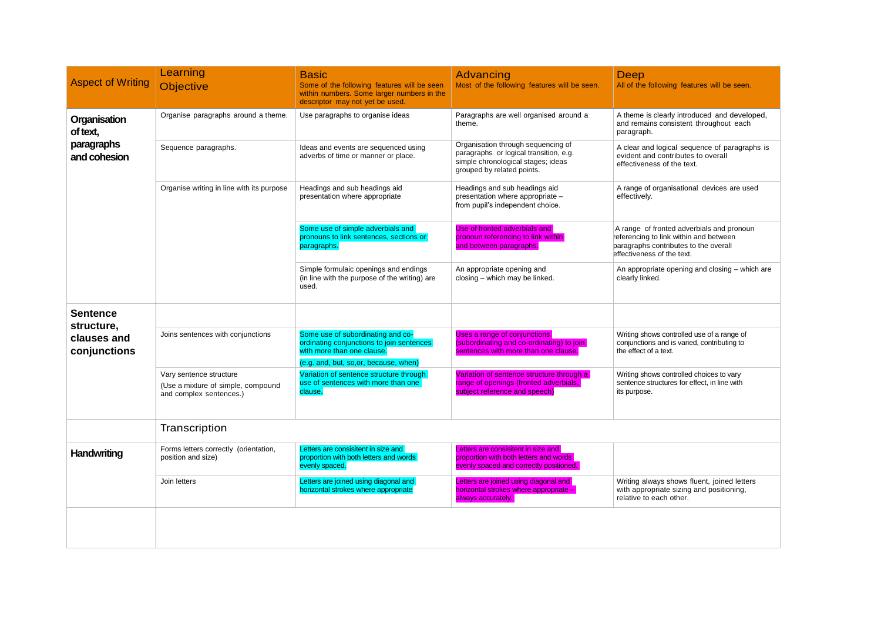| Aspect of Writing | Learning Objective | Basic<br>Some of the following features will be seen within numbers. Some larger numbers in the descriptor may not yet be used. | Advancing<br>Most of the following features will be seen. | Deep<br>All of the following features will be seen. |
|---|---|---|---|---|
| **Organisation of text, paragraphs and cohesion** | Organise paragraphs around a theme. | Use paragraphs to organise ideas | Paragraphs are well organised around a theme. | A theme is clearly introduced and developed, and remains consistent throughout each paragraph. |
| | Sequence paragraphs. | Ideas and events are sequenced using adverbs of time or manner or place. | Organisation through sequencing of paragraphs or logical transition, e.g. simple chronological stages; ideas grouped by related points. | A clear and logical sequence of paragraphs is evident and contributes to overall effectiveness of the text. |
| | Organise writing in line with its purpose | Headings and sub headings aid presentation where appropriate | Headings and sub headings aid presentation where appropriate – from pupil's independent choice. | A range of organisational devices are used effectively. |
| | | Some use of simple adverbials and pronouns to link sentences, sections or paragraphs. | Use of fronted adverbials and pronoun referencing to link within and between paragraphs. | A range of fronted adverbials and pronoun referencing to link within and between paragraphs contributes to the overall effectiveness of the text. |
| | | Simple formulaic openings and endings (in line with the purpose of the writing) are used. | An appropriate opening and closing – which may be linked. | An appropriate opening and closing – which are clearly linked. |
| **Sentence structure, clauses and conjunctions** | | | | |
| | Joins sentences with conjunctions | Some use of subordinating and co-ordinating conjunctions to join sentences with more than one clause.<br>(e.g. and, but, so,or, because, when) | Uses a range of conjunctions (subordinating and co-ordinating) to join sentences with more than one clause. | Writing shows controlled use of a range of conjunctions and is varied, contributing to the effect of a text. |
| | Vary sentence structure<br>(Use a mixture of simple, compound and complex sentences.) | Variation of sentence structure through use of sentences with more than one clause. | Variation of sentence structure through a range of openings (fronted adverbials, subject reference and speech) | Writing shows controlled choices to vary sentence structures for effect, in line with its purpose. |
| | Transcription | | | |
| **Handwriting** | Forms letters correctly (orientation, position and size) | Letters are consisitent in size and proportion with both letters and words evenly spaced. | Letters are consisitent in size and proportion with both letters and words evenly spaced and correctly positioned. | |
| | Join letters | Letters are joined using diagonal and horizontal strokes where appropriate | Letters are joined using diagonal and horizontal strokes where appropriate – always accurately. | Writing always shows fluent, joined letters with appropriate sizing and positioning, relative to each other. |
| | | | | |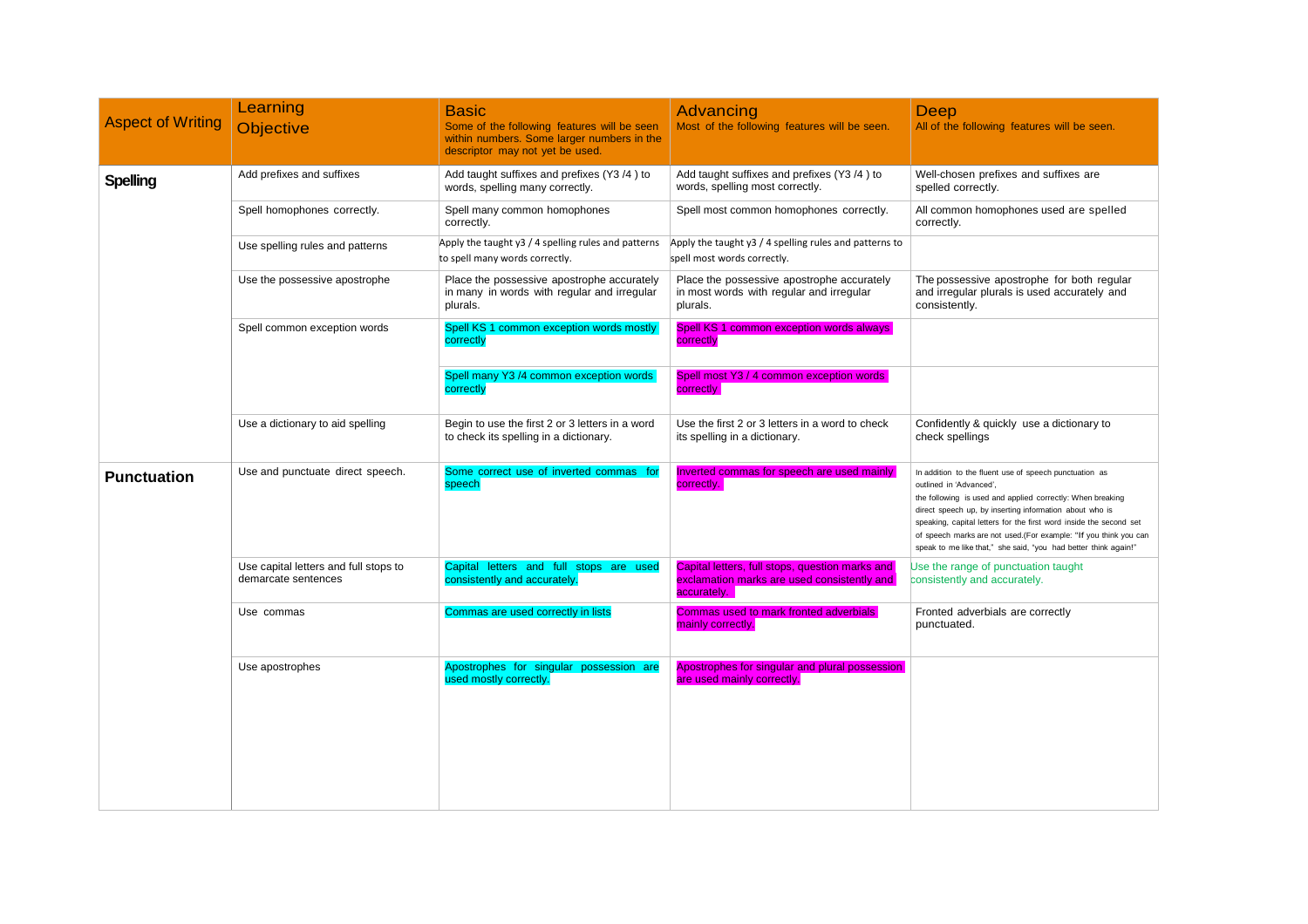| Aspect of Writing | Learning Objective | Basic<br>Some of the following features will be seen within numbers. Some larger numbers in the descriptor may not yet be used. | Advancing<br>Most of the following features will be seen. | Deep<br>All of the following features will be seen. |
|---|---|---|---|---|
| **Spelling** | Add prefixes and suffixes | Add taught suffixes and prefixes (Y3 /4 ) to words, spelling many correctly. | Add taught suffixes and prefixes (Y3 /4 ) to words, spelling most correctly. | Well-chosen prefixes and suffixes are spelled correctly. |
| | Spell homophones correctly. | Spell many common homophones correctly. | Spell most common homophones correctly. | All common homophones used are spelled correctly. |
| | Use spelling rules and patterns | Apply the taught y3 / 4 spelling rules and patterns to spell many words correctly. | Apply the taught y3 / 4 spelling rules and patterns to spell most words correctly. | |
| | Use the possessive apostrophe | Place the possessive apostrophe accurately in many in words with regular and irregular plurals. | Place the possessive apostrophe accurately in most words with regular and irregular plurals. | The possessive apostrophe for both regular and irregular plurals is used accurately and consistently. |
| | Spell common exception words | Spell KS 1 common exception words mostly correctly | Spell KS 1 common exception words always correctly | |
| | | Spell many Y3 /4 common exception words correctly | Spell most Y3 / 4 common exception words correctly | |
| | Use a dictionary to aid spelling | Begin to use the first 2 or 3 letters in a word to check its spelling in a dictionary. | Use the first 2 or 3 letters in a word to check its spelling in a dictionary. | Confidently & quickly use a dictionary to check spellings |
| **Punctuation** | Use and punctuate direct speech. | Some correct use of inverted commas for speech | Inverted commas for speech are used mainly correctly. | In addition to the fluent use of speech punctuation as outlined in 'Advanced', the following is used and applied correctly: When breaking direct speech up, by inserting information about who is speaking, capital letters for the first word inside the second set of speech marks are not used.(For example: "If you think you can speak to me like that," she said, "you had better think again!" |
| | Use capital letters and full stops to demarcate sentences | Capital letters and full stops are used consistently and accurately. | Capital letters, full stops, question marks and exclamation marks are used consistently and accurately. | Use the range of punctuation taught consistently and accurately. |
| | Use commas | Commas are used correctly in lists | Commas used to mark fronted adverbials mainly correctly. | Fronted adverbials are correctly punctuated. |
| | Use apostrophes | Apostrophes for singular possession are used mostly correctly. | Apostrophes for singular and plural possession are used mainly correctly. | |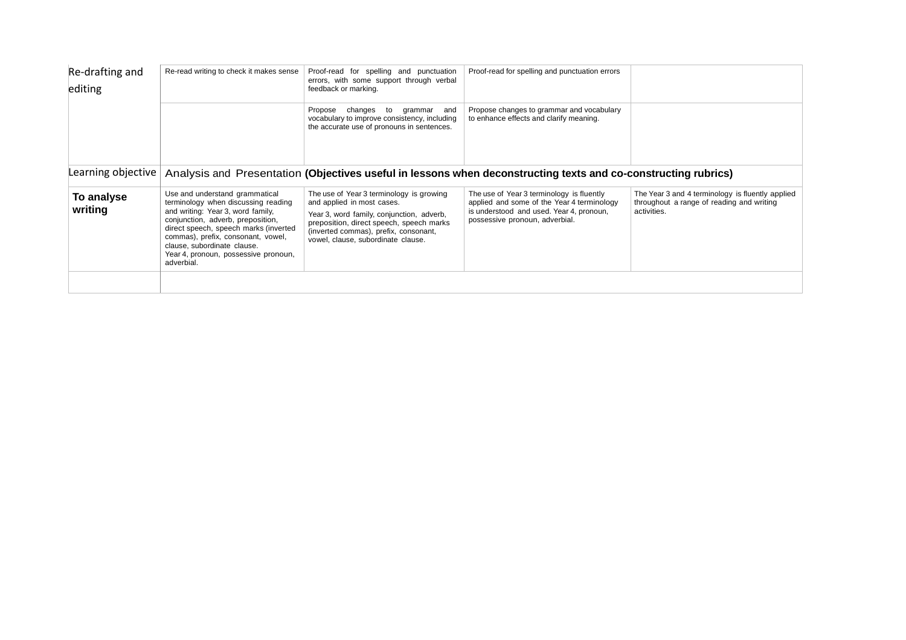| | | | | |
|---|---|---|---|---|
| Re-drafting and editing | Re-read writing to check it makes sense | Proof-read for spelling and punctuation errors, with some support through verbal feedback or marking. | Proof-read for spelling and punctuation errors | |
| | | Propose changes to grammar and vocabulary to improve consistency, including the accurate use of pronouns in sentences. | Propose changes to grammar and vocabulary to enhance effects and clarify meaning. | |
| Learning objective | Analysis and Presentation **(Objectives useful in lessons when deconstructing texts and co-constructing rubrics)** | | | |
| **To analyse writing** | Use and understand grammatical terminology when discussing reading and writing: Year 3, word family, conjunction, adverb, preposition, direct speech, speech marks (inverted commas), prefix, consonant, vowel, clause, subordinate clause. Year 4, pronoun, possessive pronoun, adverbial. | The use of Year 3 terminology is growing and applied in most cases. Year 3, word family, conjunction, adverb, preposition, direct speech, speech marks (inverted commas), prefix, consonant, vowel, clause, subordinate clause. | The use of Year 3 terminology is fluently applied and some of the Year 4 terminology is understood and used. Year 4, pronoun, possessive pronoun, adverbial. | The Year 3 and 4 terminology is fluently applied throughout a range of reading and writing activities. |
| | | | | |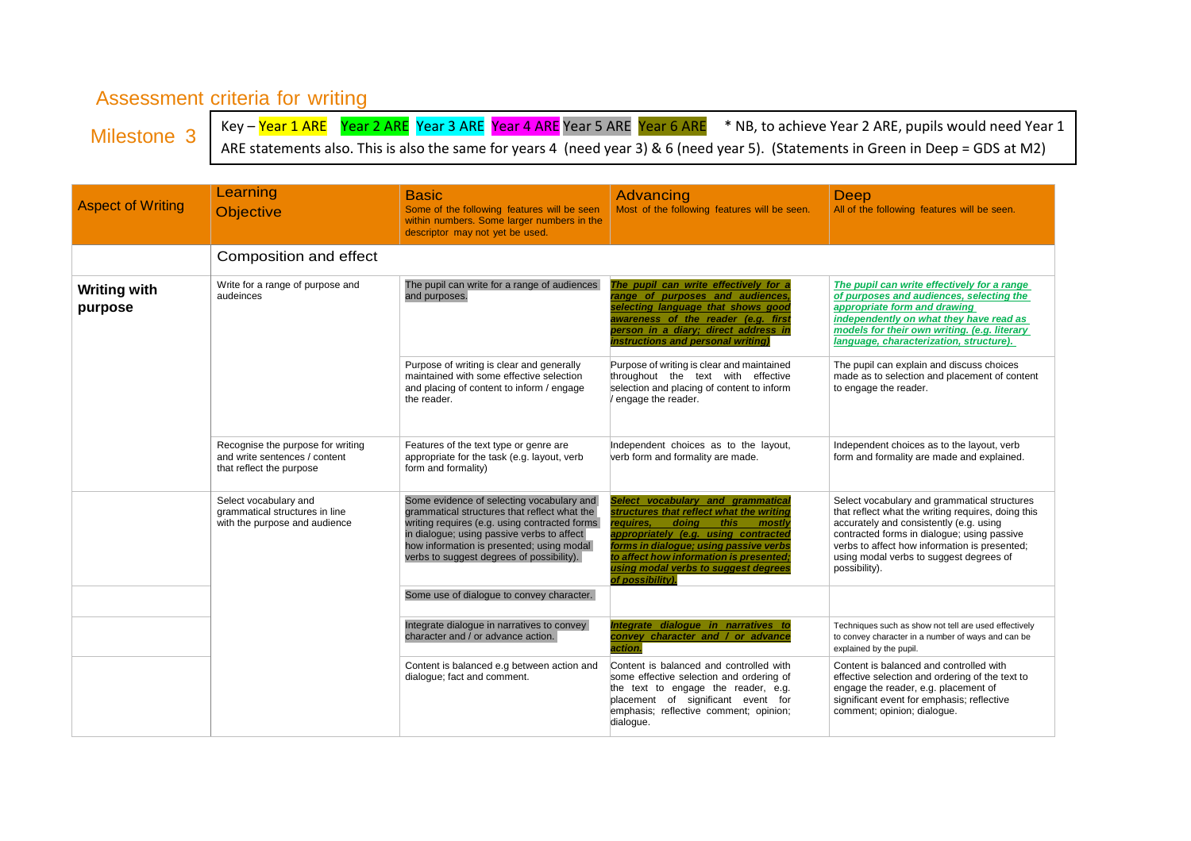## Assessment criteria for writing

**Milestone 3**

Key – Year 1 ARE Year 2 ARE Year 3 ARE Year 4 ARE Year 5 ARE Year 6 ARE * NB, to achieve Year 2 ARE, pupils would need Year 1 ARE statements also. This is also the same for years 4 (need year 3) & 6 (need year 5). (Statements in Green in Deep = GDS at M2)

| Aspect of Writing | Learning Objective | Basic<br>Some of the following features will be seen within numbers. Some larger numbers in the descriptor may not yet be used. | Advancing<br>Most of the following features will be seen. | Deep<br>All of the following features will be seen. |
|---|---|---|---|---|
| | Composition and effect | | | |
| **Writing with purpose** | Write for a range of purpose and audeinces | The pupil can write for a range of audiences and purposes. | ***The pupil can write effectively for a range of purposes and audiences, selecting language that shows good awareness of the reader (e.g. first person in a diary; direct address in instructions and personal writing)*** | ***The pupil can write effectively for a range of purposes and audiences, selecting the appropriate form and drawing independently on what they have read as models for their own writing. (e.g. literary language, characterization, structure).*** |
| | | Purpose of writing is clear and generally maintained with some effective selection and placing of content to inform / engage the reader. | Purpose of writing is clear and maintained throughout the text with effective selection and placing of content to inform / engage the reader. | The pupil can explain and discuss choices made as to selection and placement of content to engage the reader. |
| | Recognise the purpose for writing and write sentences / content that reflect the purpose | Features of the text type or genre are appropriate for the task (e.g. layout, verb form and formality) | Independent choices as to the layout, verb form and formality are made. | Independent choices as to the layout, verb form and formality are made and explained. |
| | Select vocabulary and grammatical structures in line with the purpose and audience | Some evidence of selecting vocabulary and grammatical structures that reflect what the writing requires (e.g. using contracted forms in dialogue; using passive verbs to affect how information is presented; using modal verbs to suggest degrees of possibility). | ***Select vocabulary and grammatical structures that reflect what the writing requires, doing this mostly appropriately (e.g. using contracted forms in dialogue; using passive verbs to affect how information is presented; using modal verbs to suggest degrees of possibility).*** | Select vocabulary and grammatical structures that reflect what the writing requires, doing this accurately and consistently (e.g. using contracted forms in dialogue; using passive verbs to affect how information is presented; using modal verbs to suggest degrees of possibility). |
| | | Some use of dialogue to convey character. | | |
| | | Integrate dialogue in narratives to convey character and / or advance action. | ***Integrate dialogue in narratives to convey character and / or advance action.*** | Techniques such as show not tell are used effectively to convey character in a number of ways and can be explained by the pupil. |
| | | Content is balanced e.g between action and dialogue; fact and comment. | Content is balanced and controlled with some effective selection and ordering of the text to engage the reader, e.g. placement of significant event for emphasis; reflective comment; opinion; dialogue. | Content is balanced and controlled with effective selection and ordering of the text to engage the reader, e.g. placement of significant event for emphasis; reflective comment; opinion; dialogue. |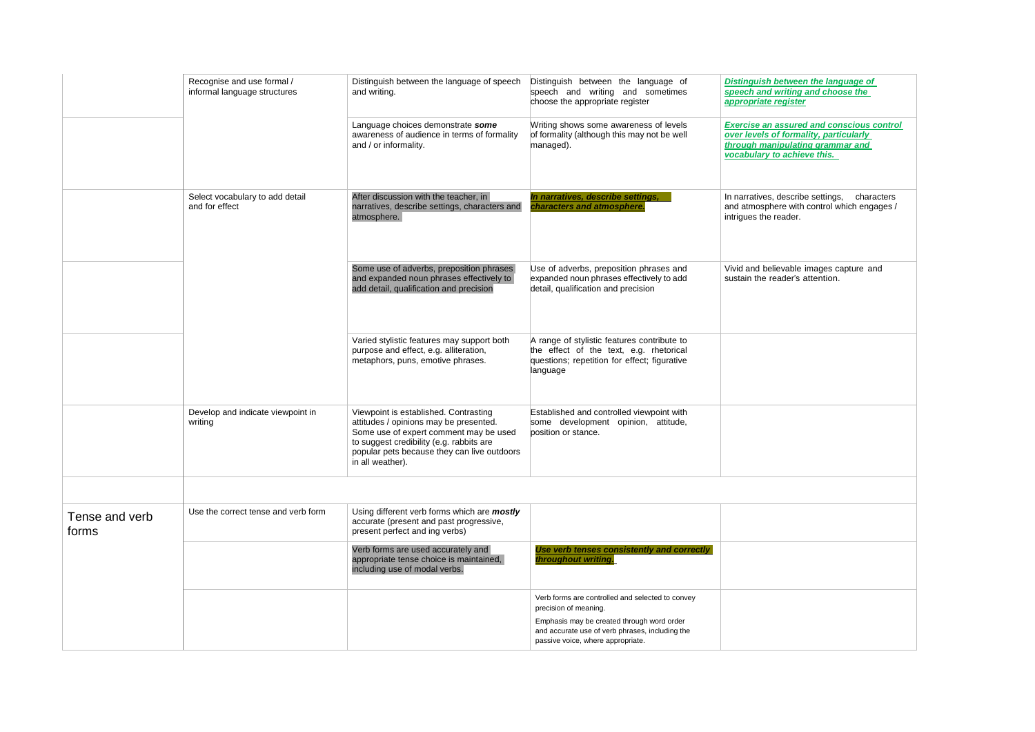| | | | | |
|---|---|---|---|---|
| | Recognise and use formal / informal language structures | Distinguish between the language of speech and writing. | Distinguish between the language of speech and writing and sometimes choose the appropriate register | ***Distinguish between the language of speech and writing and choose the appropriate register*** |
| | | Language choices demonstrate ***some*** awareness of audience in terms of formality and / or informality. | Writing shows some awareness of levels of formality (although this may not be well managed). | ***Exercise an assured and conscious control over levels of formality, particularly through manipulating grammar and vocabulary to achieve this.*** |
| | Select vocabulary to add detail and for effect | After discussion with the teacher, in narratives, describe settings, characters and atmosphere. | ***In narratives, describe settings, characters and atmosphere.*** | In narratives, describe settings, characters and atmosphere with control which engages / intrigues the reader. |
| | | Some use of adverbs, preposition phrases and expanded noun phrases effectively to add detail, qualification and precision | Use of adverbs, preposition phrases and expanded noun phrases effectively to add detail, qualification and precision | Vivid and believable images capture and sustain the reader's attention. |
| | | Varied stylistic features may support both purpose and effect, e.g. alliteration, metaphors, puns, emotive phrases. | A range of stylistic features contribute to the effect of the text, e.g. rhetorical questions; repetition for effect; figurative language | |
| | Develop and indicate viewpoint in writing | Viewpoint is established. Contrasting attitudes / opinions may be presented. Some use of expert comment may be used to suggest credibility (e.g. rabbits are popular pets because they can live outdoors in all weather). | Established and controlled viewpoint with some development opinion, attitude, position or stance. | |
| | | | | |
| Tense and verb forms | Use the correct tense and verb form | Using different verb forms which are ***mostly*** accurate (present and past progressive, present perfect and ing verbs) | | |
| | | Verb forms are used accurately and appropriate tense choice is maintained, including use of modal verbs. | ***Use verb tenses consistently and correctly throughout writing.*** | |
| | | | Verb forms are controlled and selected to convey precision of meaning.<br>Emphasis may be created through word order and accurate use of verb phrases, including the passive voice, where appropriate. | |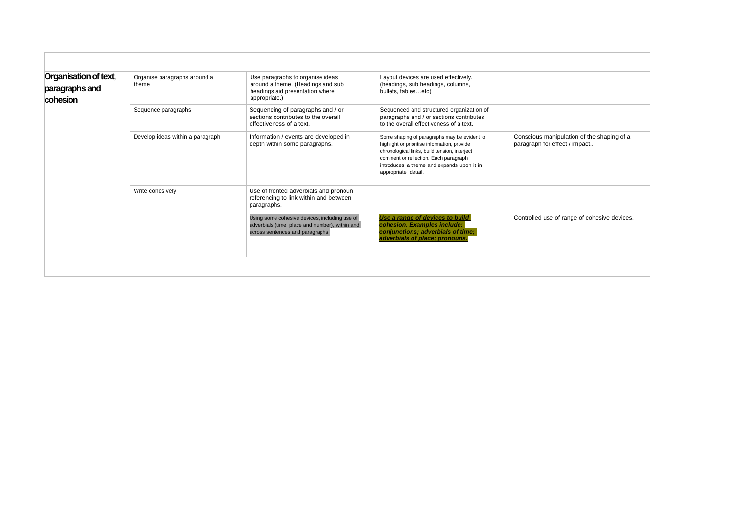| | | | | |
|---|---|---|---|---|
| **Organisation of text, paragraphs and cohesion** | Organise paragraphs around a theme | Use paragraphs to organise ideas around a theme. (Headings and sub headings aid presentation where appropriate.) | Layout devices are used effectively. (headings, sub headings, columns, bullets, tables…etc) | |
| | Sequence paragraphs | Sequencing of paragraphs and / or sections contributes to the overall effectiveness of a text. | Sequenced and structured organization of paragraphs and / or sections contributes to the overall effectiveness of a text. | |
| | Develop ideas within a paragraph | Information / events are developed in depth within some paragraphs. | Some shaping of paragraphs may be evident to highlight or prioritise information, provide chronological links, build tension, interject comment or reflection. Each paragraph introduces a theme and expands upon it in appropriate detail. | Conscious manipulation of the shaping of a paragraph for effect / impact.. |
| | Write cohesively | Use of fronted adverbials and pronoun referencing to link within and between paragraphs. | | |
| | | Using some cohesive devices, including use of adverbials (time, place and number), within and across sentences and paragraphs. | ***Use a range of devices to build cohesion. Examples include: conjunctions; adverbials of time; adverbials of place; pronouns.*** | Controlled use of range of cohesive devices. |
| | | | | |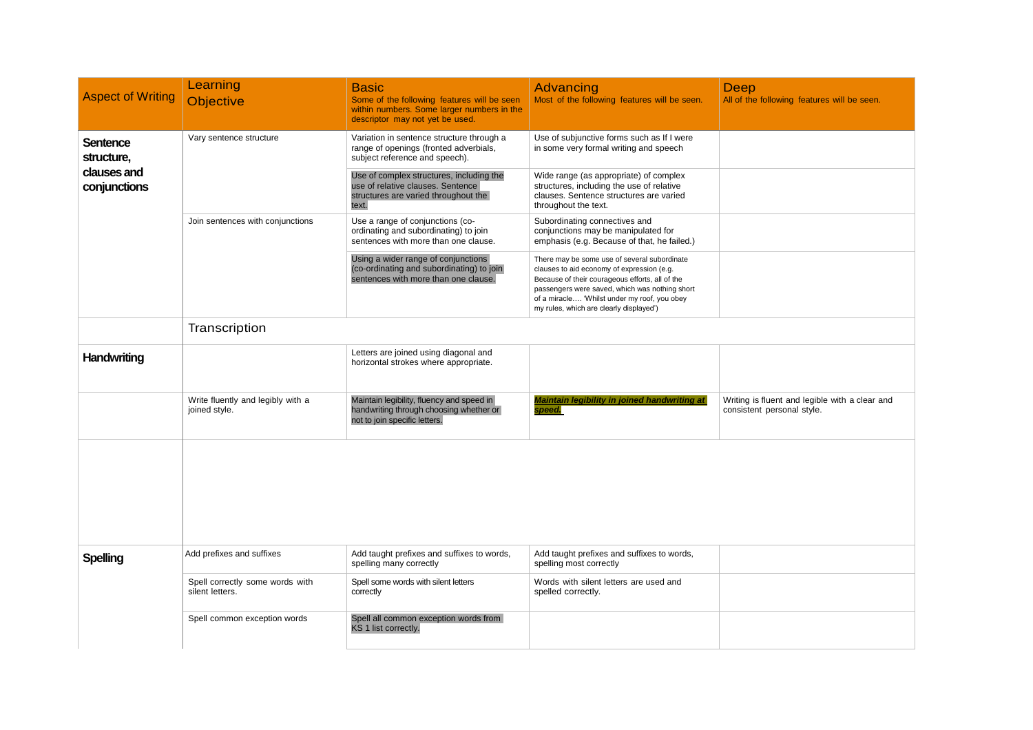| Aspect of Writing | Learning Objective | Basic<br>Some of the following features will be seen within numbers. Some larger numbers in the descriptor may not yet be used. | Advancing<br>Most of the following features will be seen. | Deep<br>All of the following features will be seen. |
|---|---|---|---|---|
| **Sentence structure, clauses and conjunctions** | Vary sentence structure | Variation in sentence structure through a range of openings (fronted adverbials, subject reference and speech). | Use of subjunctive forms such as If I were in some very formal writing and speech | |
| | | Use of complex structures, including the use of relative clauses. Sentence structures are varied throughout the text. | Wide range (as appropriate) of complex structures, including the use of relative clauses. Sentence structures are varied throughout the text. | |
| | Join sentences with conjunctions | Use a range of conjunctions (co-ordinating and subordinating) to join sentences with more than one clause. | Subordinating connectives and conjunctions may be manipulated for emphasis (e.g. Because of that, he failed.) | |
| | | Using a wider range of conjunctions (co-ordinating and subordinating) to join sentences with more than one clause. | There may be some use of several subordinate clauses to aid economy of expression (e.g. Because of their courageous efforts, all of the passengers were saved, which was nothing short of a miracle…. 'Whilst under my roof, you obey my rules, which are clearly displayed') | |
| | Transcription | | | |
| **Handwriting** | | Letters are joined using diagonal and horizontal strokes where appropriate. | | |
| | Write fluently and legibly with a joined style. | Maintain legibility, fluency and speed in handwriting through choosing whether or not to join specific letters. | ***Maintain legibility in joined handwriting at speed.*** | Writing is fluent and legible with a clear and consistent personal style. |
| | | | | |
| **Spelling** | Add prefixes and suffixes | Add taught prefixes and suffixes to words, spelling many correctly | Add taught prefixes and suffixes to words, spelling most correctly | |
| | Spell correctly some words with silent letters. | Spell some words with silent letters correctly | Words with silent letters are used and spelled correctly. | |
| | Spell common exception words | Spell all common exception words from KS 1 list correctly. | | |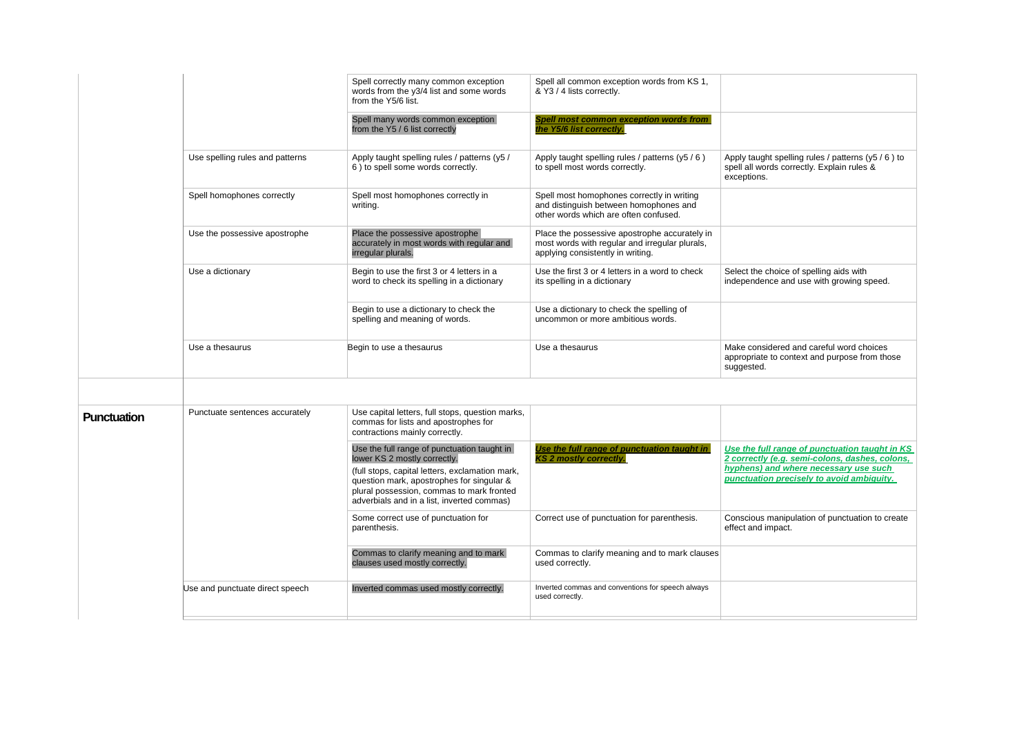| | | | | |
|---|---|---|---|---|
| | | Spell correctly many common exception words from the y3/4 list and some words from the Y5/6 list. | Spell all common exception words from KS 1, & Y3 / 4 lists correctly. | |
| | | Spell many words common exception from the Y5 / 6 list correctly | ***Spell most common exception words from the Y5/6 list correctly.*** | |
| | Use spelling rules and patterns | Apply taught spelling rules / patterns (y5 / 6 ) to spell some words correctly. | Apply taught spelling rules / patterns (y5 / 6 ) to spell most words correctly. | Apply taught spelling rules / patterns (y5 / 6 ) to spell all words correctly. Explain rules & exceptions. |
| | Spell homophones correctly | Spell most homophones correctly in writing. | Spell most homophones correctly in writing and distinguish between homophones and other words which are often confused. | |
| | Use the possessive apostrophe | Place the possessive apostrophe accurately in most words with regular and irregular plurals. | Place the possessive apostrophe accurately in most words with regular and irregular plurals, applying consistently in writing. | |
| | Use a dictionary | Begin to use the first 3 or 4 letters in a word to check its spelling in a dictionary | Use the first 3 or 4 letters in a word to check its spelling in a dictionary | Select the choice of spelling aids with independence and use with growing speed. |
| | | Begin to use a dictionary to check the spelling and meaning of words. | Use a dictionary to check the spelling of uncommon or more ambitious words. | |
| | Use a thesaurus | Begin to use a thesaurus | Use a thesaurus | Make considered and careful word choices appropriate to context and purpose from those suggested. |
| | | | | |
| **Punctuation** | Punctuate sentences accurately | Use capital letters, full stops, question marks, commas for lists and apostrophes for contractions mainly correctly. | | |
| | | Use the full range of punctuation taught in lower KS 2 mostly correctly.<br>(full stops, capital letters, exclamation mark, question mark, apostrophes for singular & plural possession, commas to mark fronted adverbials and in a list, inverted commas) | ***Use the full range of punctuation taught in KS 2 mostly correctly.*** | ***Use the full range of punctuation taught in KS 2 correctly (e.g. semi-colons, dashes, colons, hyphens) and where necessary use such punctuation precisely to avoid ambiguity.*** |
| | | Some correct use of punctuation for parenthesis. | Correct use of punctuation for parenthesis. | Conscious manipulation of punctuation to create effect and impact. |
| | | Commas to clarify meaning and to mark clauses used mostly correctly. | Commas to clarify meaning and to mark clauses used correctly. | |
| | Use and punctuate direct speech | Inverted commas used mostly correctly. | Inverted commas and conventions for speech always used correctly. | |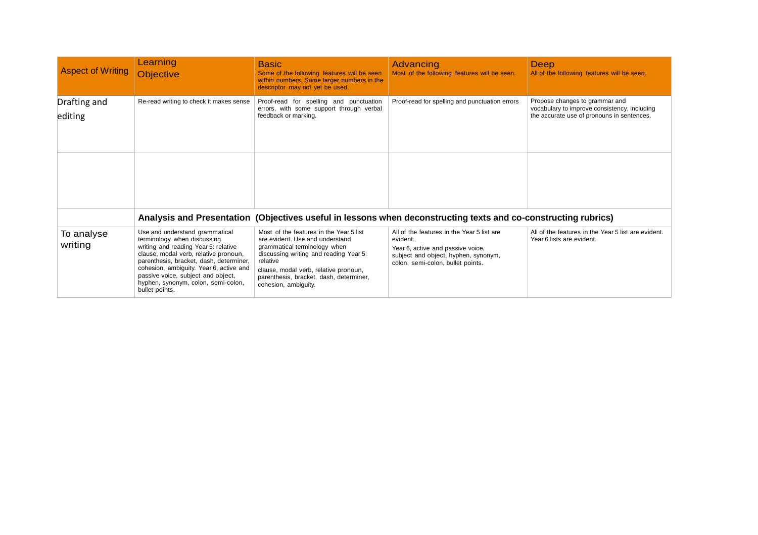| Aspect of Writing | Learning Objective | Basic<br>Some of the following features will be seen within numbers. Some larger numbers in the descriptor may not yet be used. | Advancing<br>Most of the following features will be seen. | Deep<br>All of the following features will be seen. |
|---|---|---|---|---|
| Drafting and editing | Re-read writing to check it makes sense | Proof-read for spelling and punctuation errors, with some support through verbal feedback or marking. | Proof-read for spelling and punctuation errors | Propose changes to grammar and vocabulary to improve consistency, including the accurate use of pronouns in sentences. |
| | | | | |
| | **Analysis and Presentation (Objectives useful in lessons when deconstructing texts and co-constructing rubrics)** | | | |
| To analyse writing | Use and understand grammatical terminology when discussing writing and reading Year 5: relative clause, modal verb, relative pronoun, parenthesis, bracket, dash, determiner, cohesion, ambiguity. Year 6, active and passive voice, subject and object, hyphen, synonym, colon, semi-colon, bullet points. | Most of the features in the Year 5 list are evident. Use and understand grammatical terminology when discussing writing and reading Year 5: relative clause, modal verb, relative pronoun, parenthesis, bracket, dash, determiner, cohesion, ambiguity. | All of the features in the Year 5 list are evident.<br>Year 6, active and passive voice, subject and object, hyphen, synonym, colon, semi-colon, bullet points. | All of the features in the Year 5 list are evident. Year 6 lists are evident. |